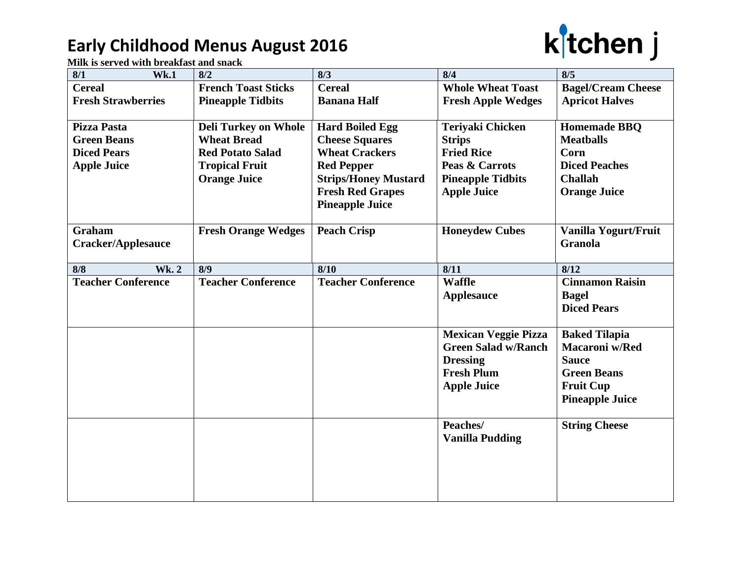# Early Childhood Menus August 2016

kitchen j

**Milk is served with breakfast and snack**

| 8/1 Wk.1 | 8/2 | 8/3 | 8/4 | 8/5 |
|---|---|---|---|---|
| **Cereal**<br>**Fresh Strawberries** | **French Toast Sticks**<br>**Pineapple Tidbits** | **Cereal**<br>**Banana Half** | **Whole Wheat Toast**<br>**Fresh Apple Wedges** | **Bagel/Cream Cheese**<br>**Apricot Halves** |
| **Pizza Pasta**<br>**Green Beans**<br>**Diced Pears**<br>**Apple Juice** | **Deli Turkey on Whole Wheat Bread**<br>**Red Potato Salad**<br>**Tropical Fruit**<br>**Orange Juice** | **Hard Boiled Egg**<br>**Cheese Squares**<br>**Wheat Crackers**<br>**Red Pepper Strips/Honey Mustard**<br>**Fresh Red Grapes**<br>**Pineapple Juice** | **Teriyaki Chicken Strips**<br>**Fried Rice**<br>**Peas & Carrots**<br>**Pineapple Tidbits**<br>**Apple Juice** | **Homemade BBQ Meatballs**<br>**Corn**<br>**Diced Peaches**<br>**Challah**<br>**Orange Juice** |
| **Graham Cracker/Applesauce** | **Fresh Orange Wedges** | **Peach Crisp** | **Honeydew Cubes** | **Vanilla Yogurt/Fruit Granola** |
| **8/8 Wk. 2** | **8/9** | **8/10** | **8/11** | **8/12** |
| **Teacher Conference** | **Teacher Conference** | **Teacher Conference** | **Waffle**<br>**Applesauce** | **Cinnamon Raisin Bagel**<br>**Diced Pears** |
| | | | **Mexican Veggie Pizza**<br>**Green Salad w/Ranch Dressing**<br>**Fresh Plum**<br>**Apple Juice** | **Baked Tilapia**<br>**Macaroni w/Red Sauce**<br>**Green Beans**<br>**Fruit Cup**<br>**Pineapple Juice** |
| | | | **Peaches/ Vanilla Pudding** | **String Cheese** |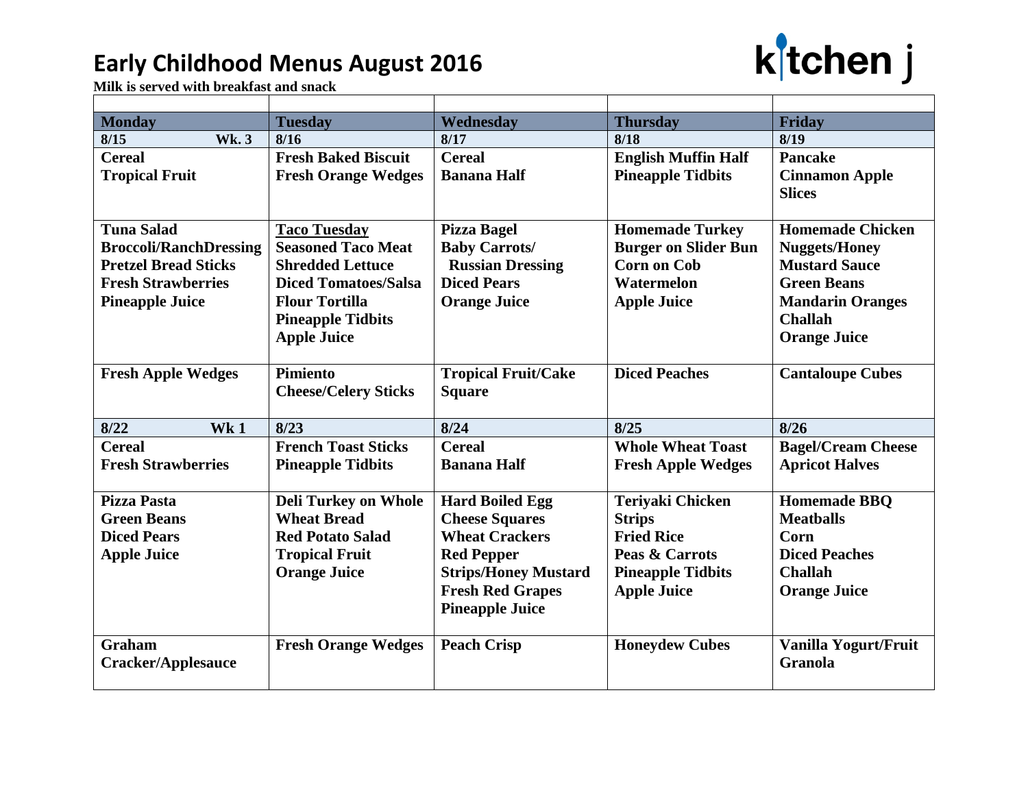# Early Childhood Menus August 2016

kitchen j

**Milk is served with breakfast and snack**

| Monday | Tuesday | Wednesday | Thursday | Friday |
|---|---|---|---|---|
| 8/15 Wk. 3 | 8/16 | 8/17 | 8/18 | 8/19 |
| Cereal<br>Tropical Fruit | Fresh Baked Biscuit<br>Fresh Orange Wedges | Cereal<br>Banana Half | English Muffin Half<br>Pineapple Tidbits | Pancake<br>Cinnamon Apple Slices |
| Tuna Salad<br>Broccoli/RanchDressing<br>Pretzel Bread Sticks<br>Fresh Strawberries<br>Pineapple Juice | Taco Tuesday<br>Seasoned Taco Meat<br>Shredded Lettuce<br>Diced Tomatoes/Salsa<br>Flour Tortilla<br>Pineapple Tidbits<br>Apple Juice | Pizza Bagel<br>Baby Carrots/ Russian Dressing<br>Diced Pears<br>Orange Juice | Homemade Turkey Burger on Slider Bun<br>Corn on Cob<br>Watermelon<br>Apple Juice | Homemade Chicken Nuggets/Honey Mustard Sauce<br>Green Beans<br>Mandarin Oranges<br>Challah<br>Orange Juice |
| Fresh Apple Wedges | Pimiento Cheese/Celery Sticks | Tropical Fruit/Cake Square | Diced Peaches | Cantaloupe Cubes |
| 8/22 Wk 1 | 8/23 | 8/24 | 8/25 | 8/26 |
| Cereal<br>Fresh Strawberries | French Toast Sticks<br>Pineapple Tidbits | Cereal<br>Banana Half | Whole Wheat Toast<br>Fresh Apple Wedges | Bagel/Cream Cheese<br>Apricot Halves |
| Pizza Pasta<br>Green Beans<br>Diced Pears<br>Apple Juice | Deli Turkey on Whole Wheat Bread<br>Red Potato Salad<br>Tropical Fruit<br>Orange Juice | Hard Boiled Egg<br>Cheese Squares<br>Wheat Crackers<br>Red Pepper Strips/Honey Mustard<br>Fresh Red Grapes<br>Pineapple Juice | Teriyaki Chicken Strips<br>Fried Rice<br>Peas & Carrots<br>Pineapple Tidbits<br>Apple Juice | Homemade BBQ Meatballs<br>Corn<br>Diced Peaches<br>Challah<br>Orange Juice |
| Graham Cracker/Applesauce | Fresh Orange Wedges | Peach Crisp | Honeydew Cubes | Vanilla Yogurt/Fruit Granola |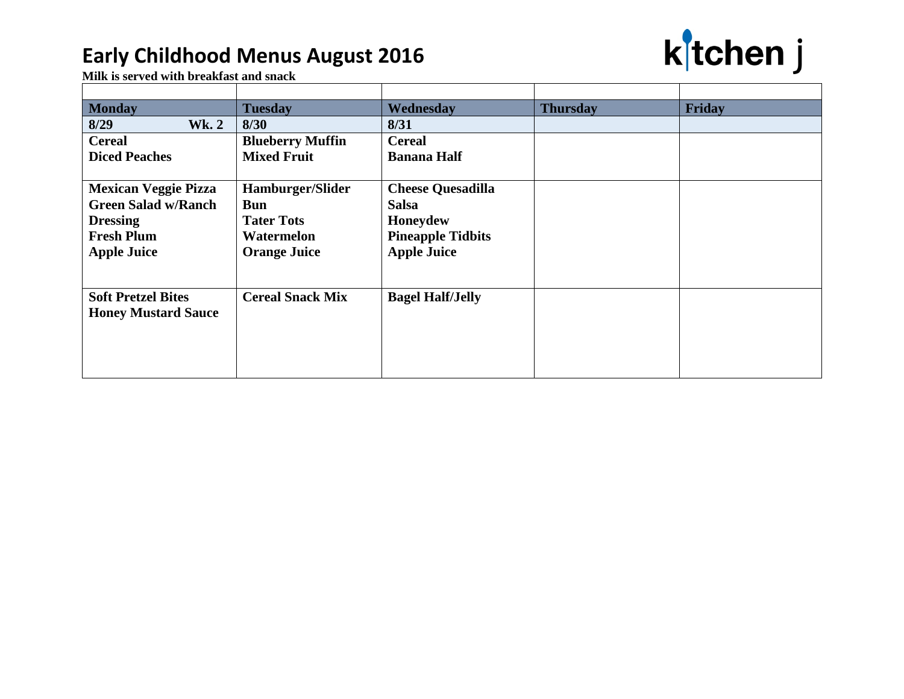# Early Childhood Menus August 2016

kitchen j

**Milk is served with breakfast and snack**

| | | | | |
|---|---|---|---|---|
| **Monday** | **Tuesday** | **Wednesday** | **Thursday** | **Friday** |
| **8/29 Wk. 2** | **8/30** | **8/31** | | |
| **Cereal**<br>**Diced Peaches** | **Blueberry Muffin**<br>**Mixed Fruit** | **Cereal**<br>**Banana Half** | | |
| **Mexican Veggie Pizza**<br>**Green Salad w/Ranch Dressing**<br>**Fresh Plum**<br>**Apple Juice** | **Hamburger/Slider Bun**<br>**Tater Tots**<br>**Watermelon**<br>**Orange Juice** | **Cheese Quesadilla**<br>**Salsa**<br>**Honeydew**<br>**Pineapple Tidbits**<br>**Apple Juice** | | |
| **Soft Pretzel Bites**<br>**Honey Mustard Sauce** | **Cereal Snack Mix** | **Bagel Half/Jelly** | | |